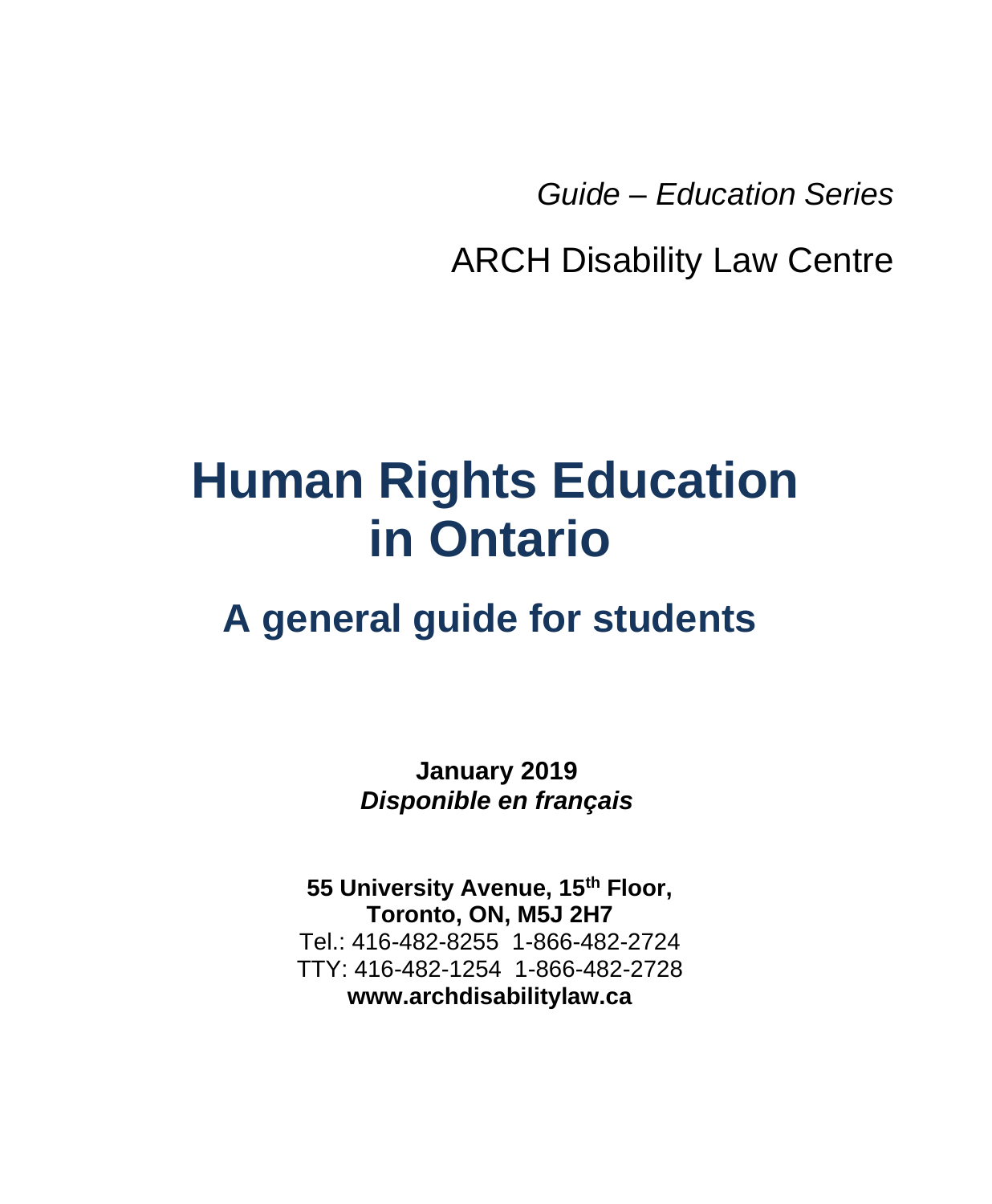*Guide – Education Series*

ARCH Disability Law Centre

# Human Rights Education in Ontario

## A general guide for students

**January 2019**
***Disponible en français***

**55 University Avenue, 15th Floor,**
**Toronto, ON, M5J 2H7**
Tel.: 416-482-8255 1-866-482-2724
TTY: 416-482-1254 1-866-482-2728
**www.archdisabilitylaw.ca**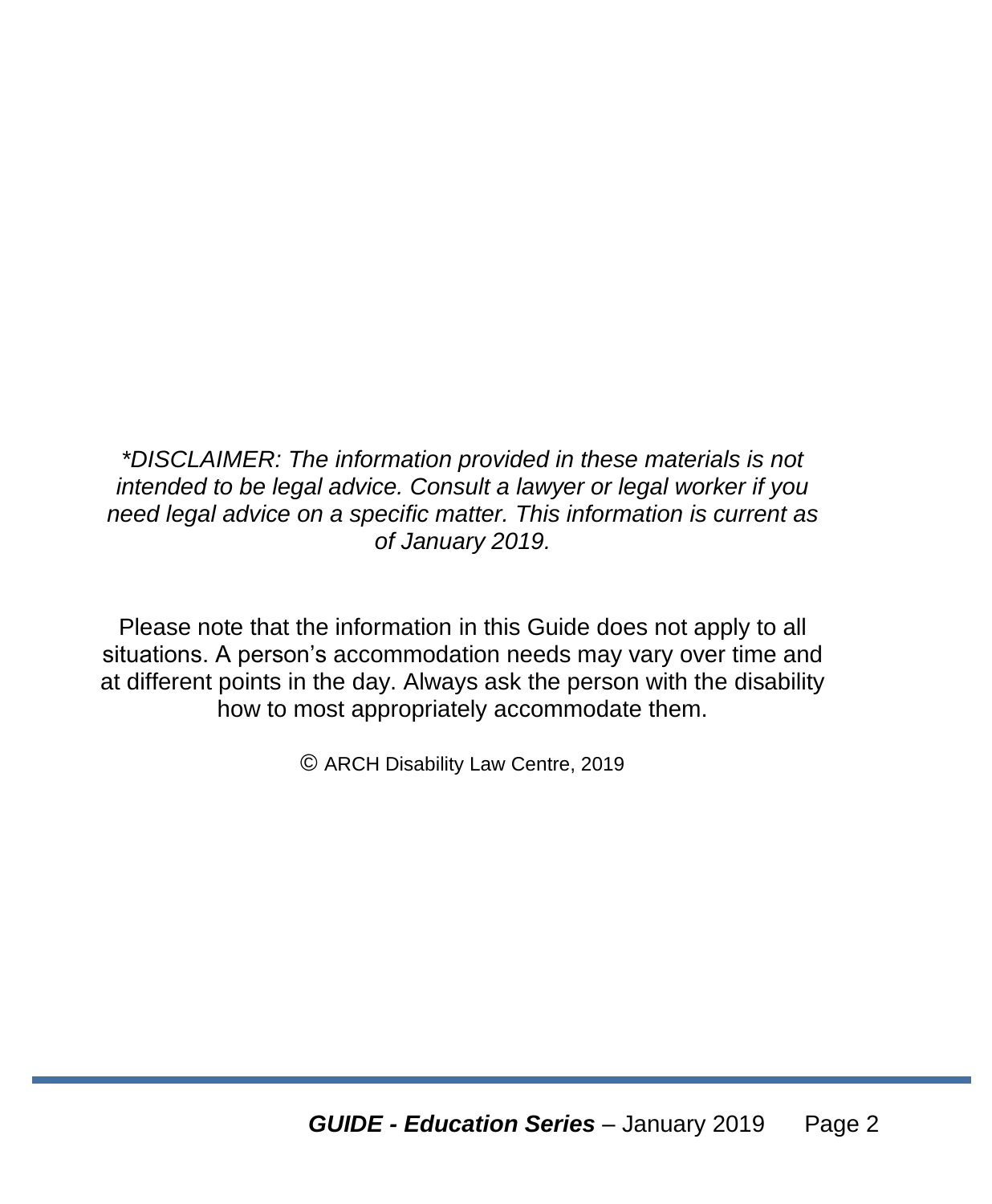*\*DISCLAIMER: The information provided in these materials is not intended to be legal advice. Consult a lawyer or legal worker if you need legal advice on a specific matter. This information is current as of January 2019.*

Please note that the information in this Guide does not apply to all situations. A person's accommodation needs may vary over time and at different points in the day. Always ask the person with the disability how to most appropriately accommodate them.

© ARCH Disability Law Centre, 2019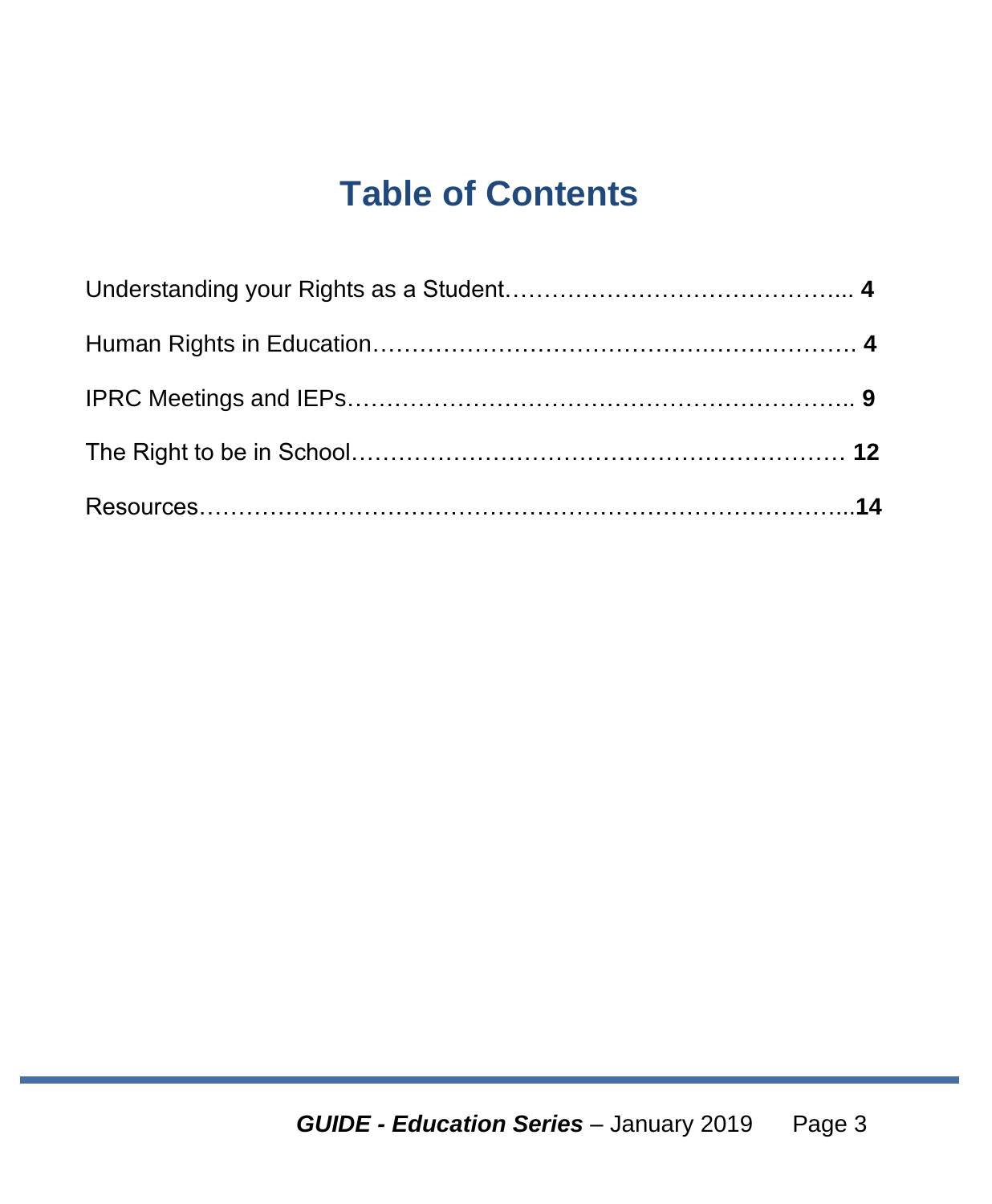# Table of Contents

Understanding your Rights as a Student……………………………………... **4**

Human Rights in Education…………………………………….…………… **4**

IPRC Meetings and IEPs……………………………………………………….. **9**

The Right to be in School……………………………………………………… **12**

Resources……………………………………………………………………...**14**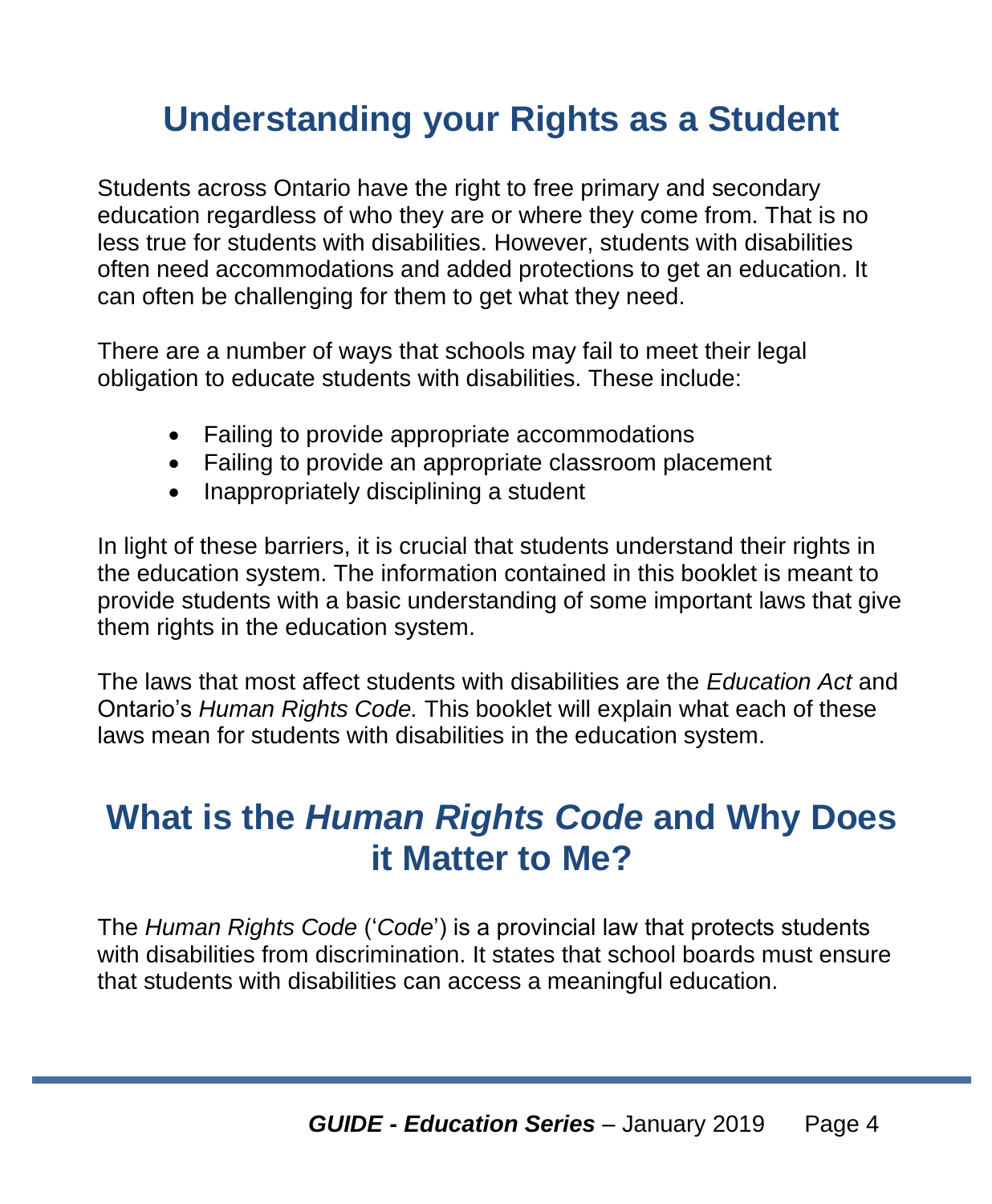# Understanding your Rights as a Student

Students across Ontario have the right to free primary and secondary education regardless of who they are or where they come from. That is no less true for students with disabilities. However, students with disabilities often need accommodations and added protections to get an education. It can often be challenging for them to get what they need.

There are a number of ways that schools may fail to meet their legal obligation to educate students with disabilities. These include:

- Failing to provide appropriate accommodations
- Failing to provide an appropriate classroom placement
- Inappropriately disciplining a student

In light of these barriers, it is crucial that students understand their rights in the education system. The information contained in this booklet is meant to provide students with a basic understanding of some important laws that give them rights in the education system.

The laws that most affect students with disabilities are the *Education Act* and Ontario's *Human Rights Code.* This booklet will explain what each of these laws mean for students with disabilities in the education system.

# What is the *Human Rights Code* and Why Does it Matter to Me?

The *Human Rights Code* ('*Code*') is a provincial law that protects students with disabilities from discrimination. It states that school boards must ensure that students with disabilities can access a meaningful education.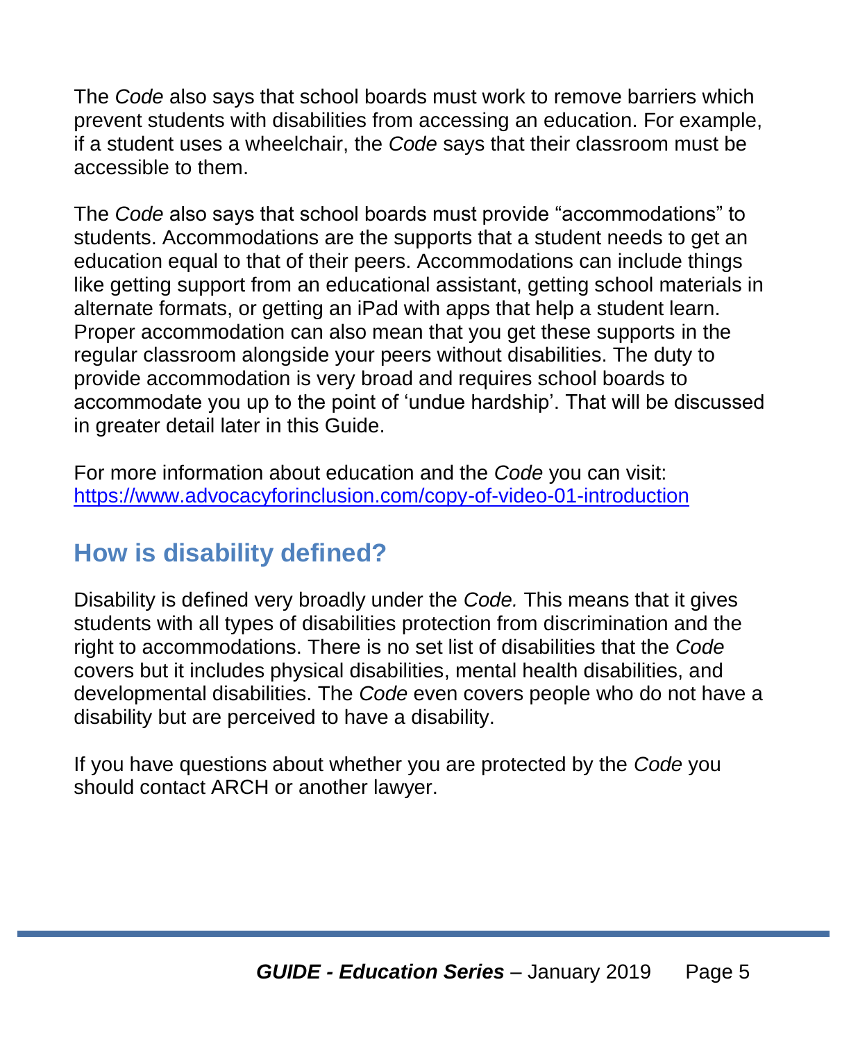The *Code* also says that school boards must work to remove barriers which prevent students with disabilities from accessing an education. For example, if a student uses a wheelchair, the *Code* says that their classroom must be accessible to them.

The *Code* also says that school boards must provide "accommodations" to students. Accommodations are the supports that a student needs to get an education equal to that of their peers. Accommodations can include things like getting support from an educational assistant, getting school materials in alternate formats, or getting an iPad with apps that help a student learn. Proper accommodation can also mean that you get these supports in the regular classroom alongside your peers without disabilities. The duty to provide accommodation is very broad and requires school boards to accommodate you up to the point of 'undue hardship'. That will be discussed in greater detail later in this Guide.

For more information about education and the *Code* you can visit: [https://www.advocacyforinclusion.com/copy-of-video-01-introduction](https://www.advocacyforinclusion.com/copy-of-video-01-introduction)

## How is disability defined?

Disability is defined very broadly under the *Code.* This means that it gives students with all types of disabilities protection from discrimination and the right to accommodations. There is no set list of disabilities that the *Code* covers but it includes physical disabilities, mental health disabilities, and developmental disabilities. The *Code* even covers people who do not have a disability but are perceived to have a disability.

If you have questions about whether you are protected by the *Code* you should contact ARCH or another lawyer.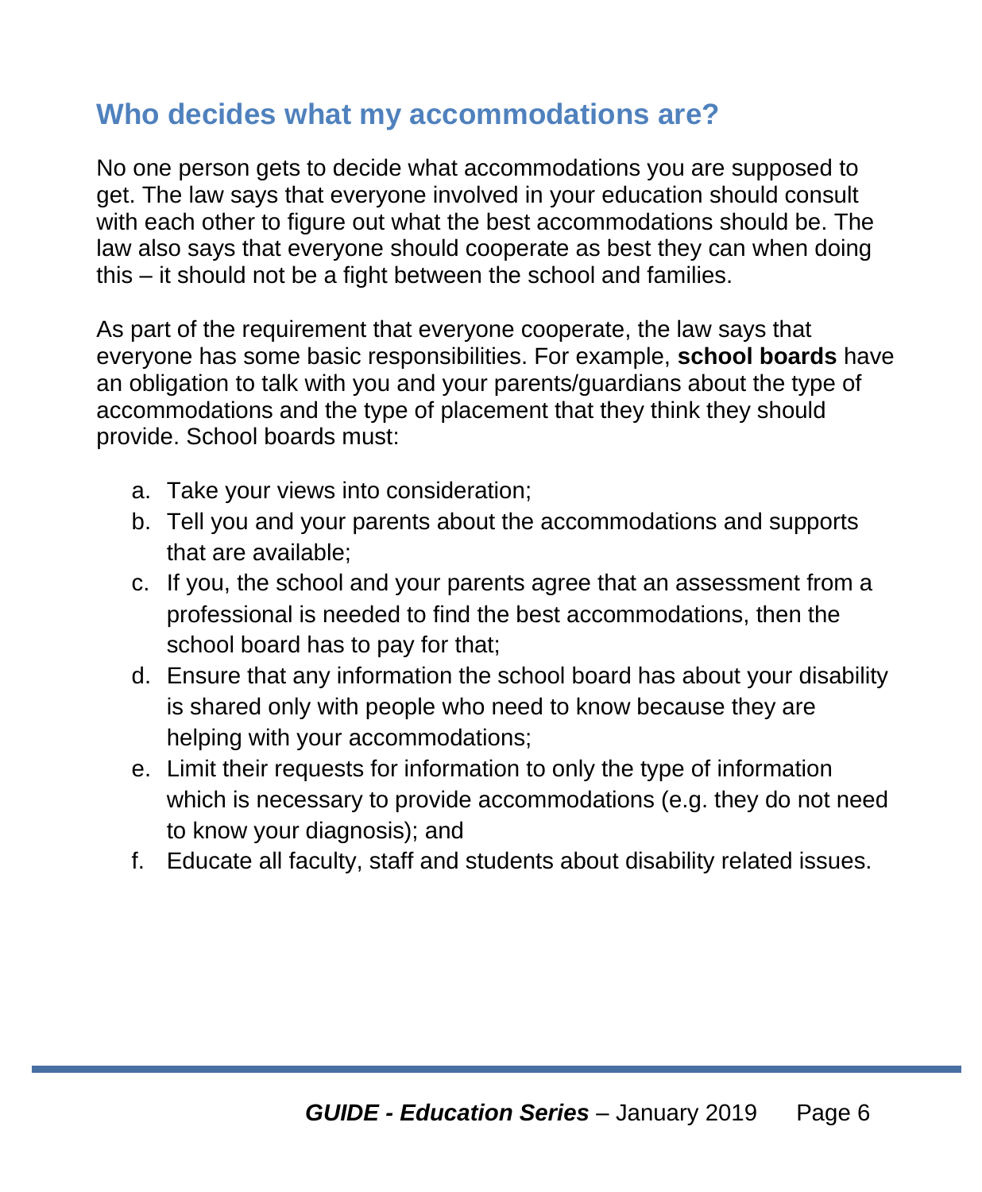## Who decides what my accommodations are?

No one person gets to decide what accommodations you are supposed to get. The law says that everyone involved in your education should consult with each other to figure out what the best accommodations should be. The law also says that everyone should cooperate as best they can when doing this – it should not be a fight between the school and families.

As part of the requirement that everyone cooperate, the law says that everyone has some basic responsibilities. For example, **school boards** have an obligation to talk with you and your parents/guardians about the type of accommodations and the type of placement that they think they should provide. School boards must:

a. Take your views into consideration;
b. Tell you and your parents about the accommodations and supports that are available;
c. If you, the school and your parents agree that an assessment from a professional is needed to find the best accommodations, then the school board has to pay for that;
d. Ensure that any information the school board has about your disability is shared only with people who need to know because they are helping with your accommodations;
e. Limit their requests for information to only the type of information which is necessary to provide accommodations (e.g. they do not need to know your diagnosis); and
f. Educate all faculty, staff and students about disability related issues.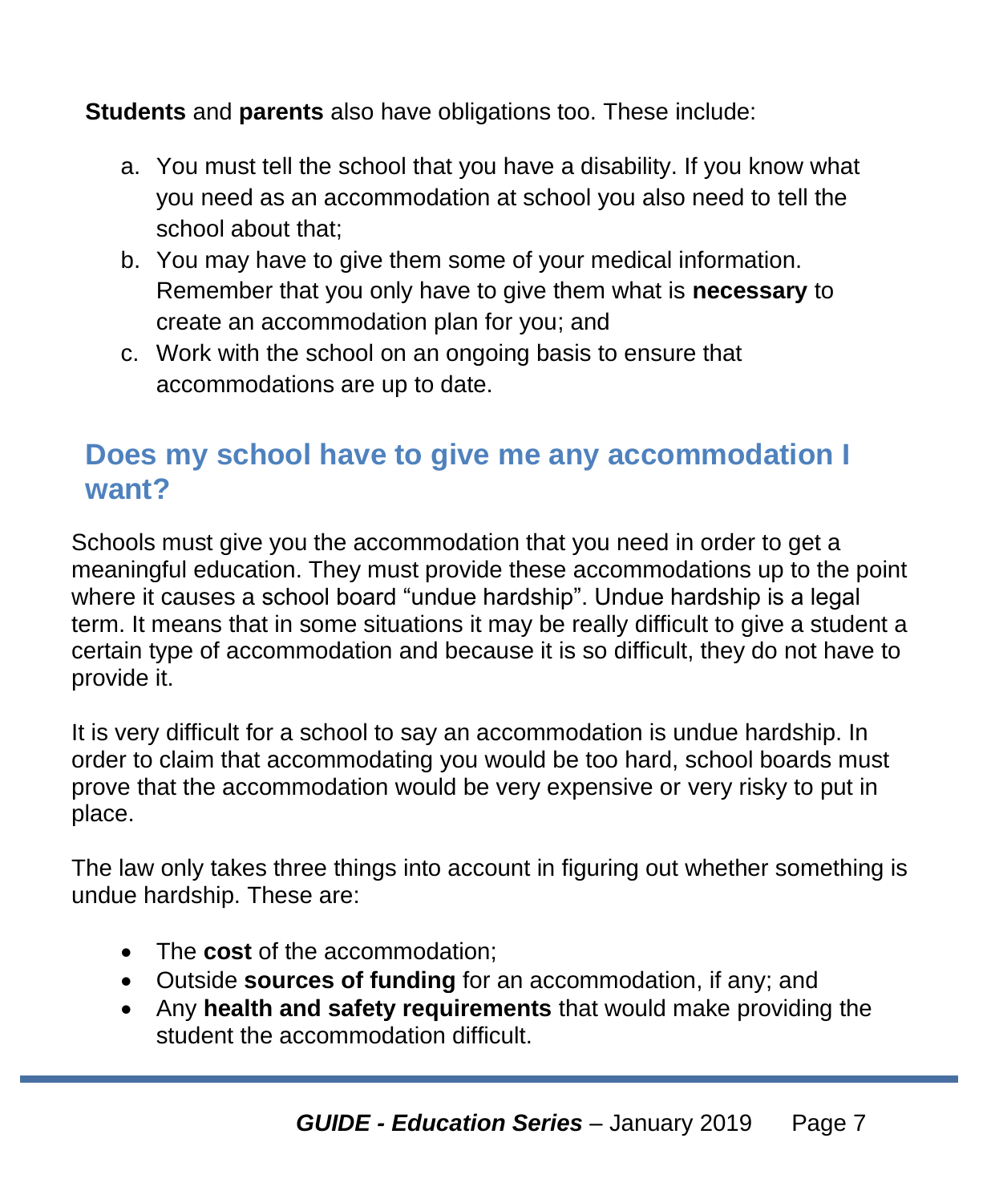**Students** and **parents** also have obligations too. These include:

a. You must tell the school that you have a disability. If you know what you need as an accommodation at school you also need to tell the school about that;
b. You may have to give them some of your medical information. Remember that you only have to give them what is **necessary** to create an accommodation plan for you; and
c. Work with the school on an ongoing basis to ensure that accommodations are up to date.

## Does my school have to give me any accommodation I want?

Schools must give you the accommodation that you need in order to get a meaningful education. They must provide these accommodations up to the point where it causes a school board "undue hardship". Undue hardship is a legal term. It means that in some situations it may be really difficult to give a student a certain type of accommodation and because it is so difficult, they do not have to provide it.

It is very difficult for a school to say an accommodation is undue hardship. In order to claim that accommodating you would be too hard, school boards must prove that the accommodation would be very expensive or very risky to put in place.

The law only takes three things into account in figuring out whether something is undue hardship. These are:

- The **cost** of the accommodation;
- Outside **sources of funding** for an accommodation, if any; and
- Any **health and safety requirements** that would make providing the student the accommodation difficult.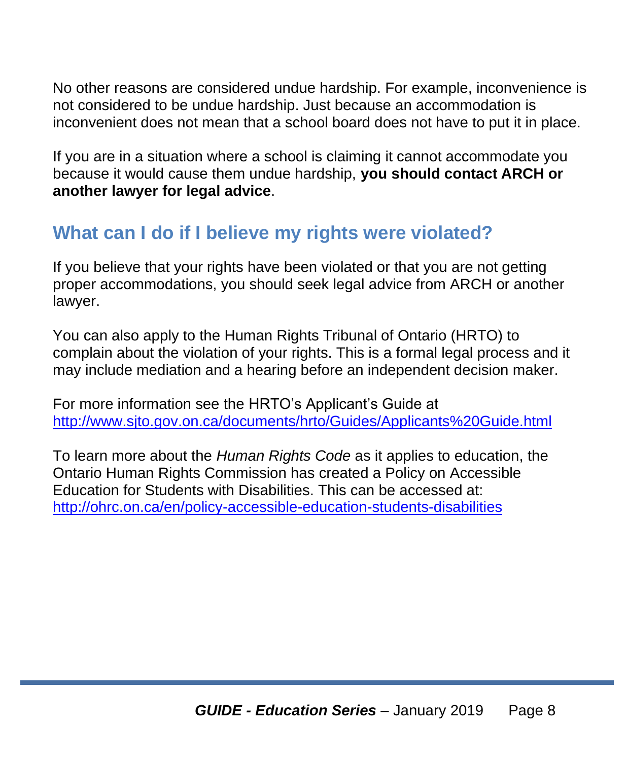No other reasons are considered undue hardship. For example, inconvenience is not considered to be undue hardship. Just because an accommodation is inconvenient does not mean that a school board does not have to put it in place.

If you are in a situation where a school is claiming it cannot accommodate you because it would cause them undue hardship, **you should contact ARCH or another lawyer for legal advice**.

## What can I do if I believe my rights were violated?

If you believe that your rights have been violated or that you are not getting proper accommodations, you should seek legal advice from ARCH or another lawyer.

You can also apply to the Human Rights Tribunal of Ontario (HRTO) to complain about the violation of your rights. This is a formal legal process and it may include mediation and a hearing before an independent decision maker.

For more information see the HRTO's Applicant's Guide at [http://www.sjto.gov.on.ca/documents/hrto/Guides/Applicants%20Guide.html](http://www.sjto.gov.on.ca/documents/hrto/Guides/Applicants%20Guide.html)

To learn more about the *Human Rights Code* as it applies to education, the Ontario Human Rights Commission has created a Policy on Accessible Education for Students with Disabilities. This can be accessed at: [http://ohrc.on.ca/en/policy-accessible-education-students-disabilities](http://ohrc.on.ca/en/policy-accessible-education-students-disabilities)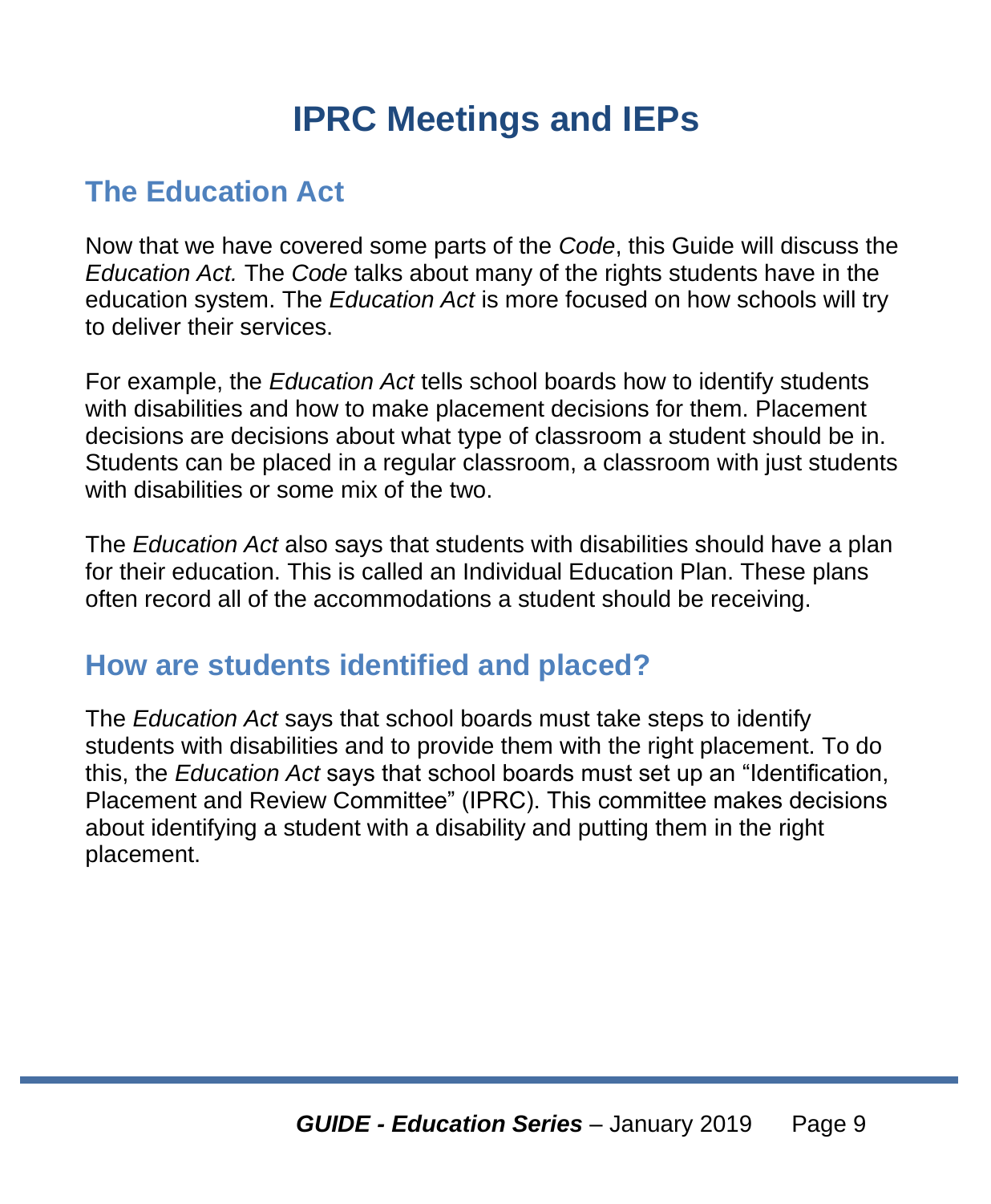# IPRC Meetings and IEPs

## The Education Act

Now that we have covered some parts of the *Code*, this Guide will discuss the *Education Act.* The *Code* talks about many of the rights students have in the education system. The *Education Act* is more focused on how schools will try to deliver their services.

For example, the *Education Act* tells school boards how to identify students with disabilities and how to make placement decisions for them. Placement decisions are decisions about what type of classroom a student should be in. Students can be placed in a regular classroom, a classroom with just students with disabilities or some mix of the two.

The *Education Act* also says that students with disabilities should have a plan for their education. This is called an Individual Education Plan. These plans often record all of the accommodations a student should be receiving.

## How are students identified and placed?

The *Education Act* says that school boards must take steps to identify students with disabilities and to provide them with the right placement. To do this, the *Education Act* says that school boards must set up an "Identification, Placement and Review Committee" (IPRC). This committee makes decisions about identifying a student with a disability and putting them in the right placement.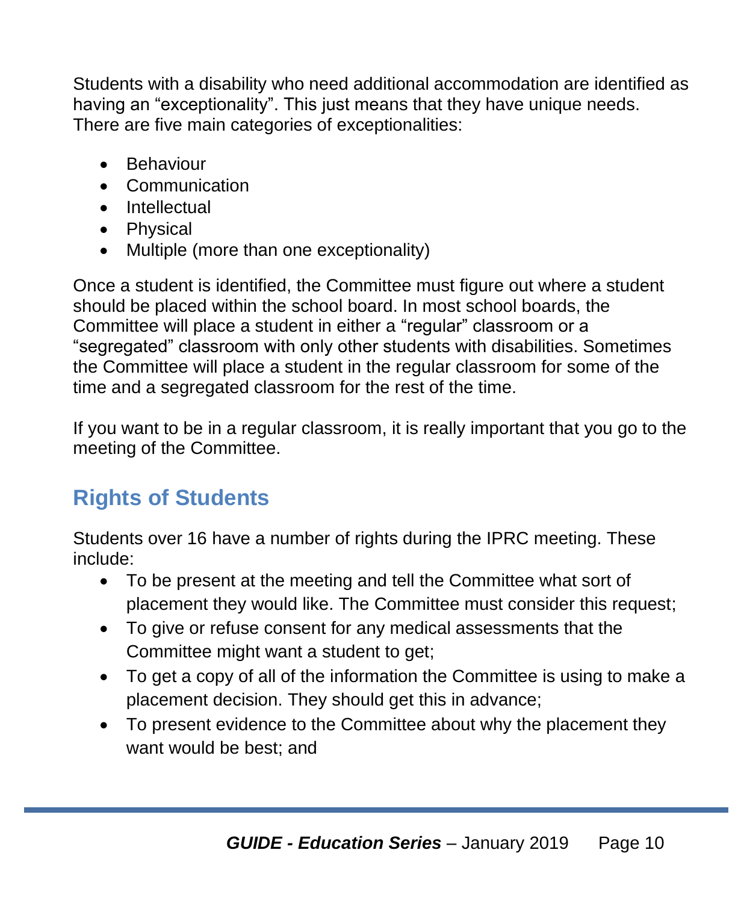Students with a disability who need additional accommodation are identified as having an "exceptionality". This just means that they have unique needs. There are five main categories of exceptionalities:

- Behaviour
- Communication
- Intellectual
- Physical
- Multiple (more than one exceptionality)

Once a student is identified, the Committee must figure out where a student should be placed within the school board. In most school boards, the Committee will place a student in either a "regular" classroom or a "segregated" classroom with only other students with disabilities. Sometimes the Committee will place a student in the regular classroom for some of the time and a segregated classroom for the rest of the time.

If you want to be in a regular classroom, it is really important that you go to the meeting of the Committee.

## Rights of Students

Students over 16 have a number of rights during the IPRC meeting. These include:

- To be present at the meeting and tell the Committee what sort of placement they would like. The Committee must consider this request;
- To give or refuse consent for any medical assessments that the Committee might want a student to get;
- To get a copy of all of the information the Committee is using to make a placement decision. They should get this in advance;
- To present evidence to the Committee about why the placement they want would be best; and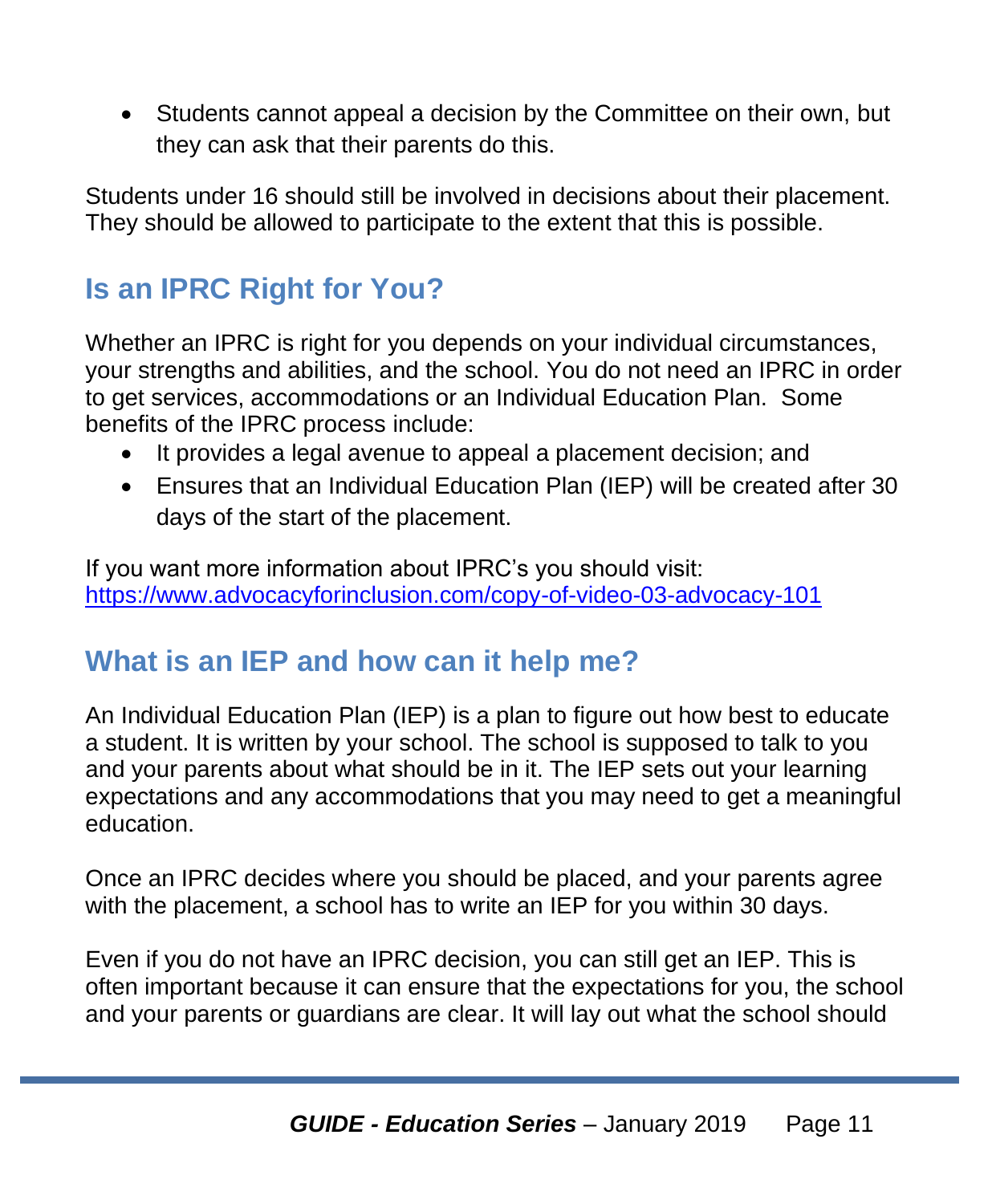- Students cannot appeal a decision by the Committee on their own, but they can ask that their parents do this.

Students under 16 should still be involved in decisions about their placement. They should be allowed to participate to the extent that this is possible.

## Is an IPRC Right for You?

Whether an IPRC is right for you depends on your individual circumstances, your strengths and abilities, and the school. You do not need an IPRC in order to get services, accommodations or an Individual Education Plan. Some benefits of the IPRC process include:

- It provides a legal avenue to appeal a placement decision; and
- Ensures that an Individual Education Plan (IEP) will be created after 30 days of the start of the placement.

If you want more information about IPRC's you should visit: [https://www.advocacyforinclusion.com/copy-of-video-03-advocacy-101](https://www.advocacyforinclusion.com/copy-of-video-03-advocacy-101)

## What is an IEP and how can it help me?

An Individual Education Plan (IEP) is a plan to figure out how best to educate a student. It is written by your school. The school is supposed to talk to you and your parents about what should be in it. The IEP sets out your learning expectations and any accommodations that you may need to get a meaningful education.

Once an IPRC decides where you should be placed, and your parents agree with the placement, a school has to write an IEP for you within 30 days.

Even if you do not have an IPRC decision, you can still get an IEP. This is often important because it can ensure that the expectations for you, the school and your parents or guardians are clear. It will lay out what the school should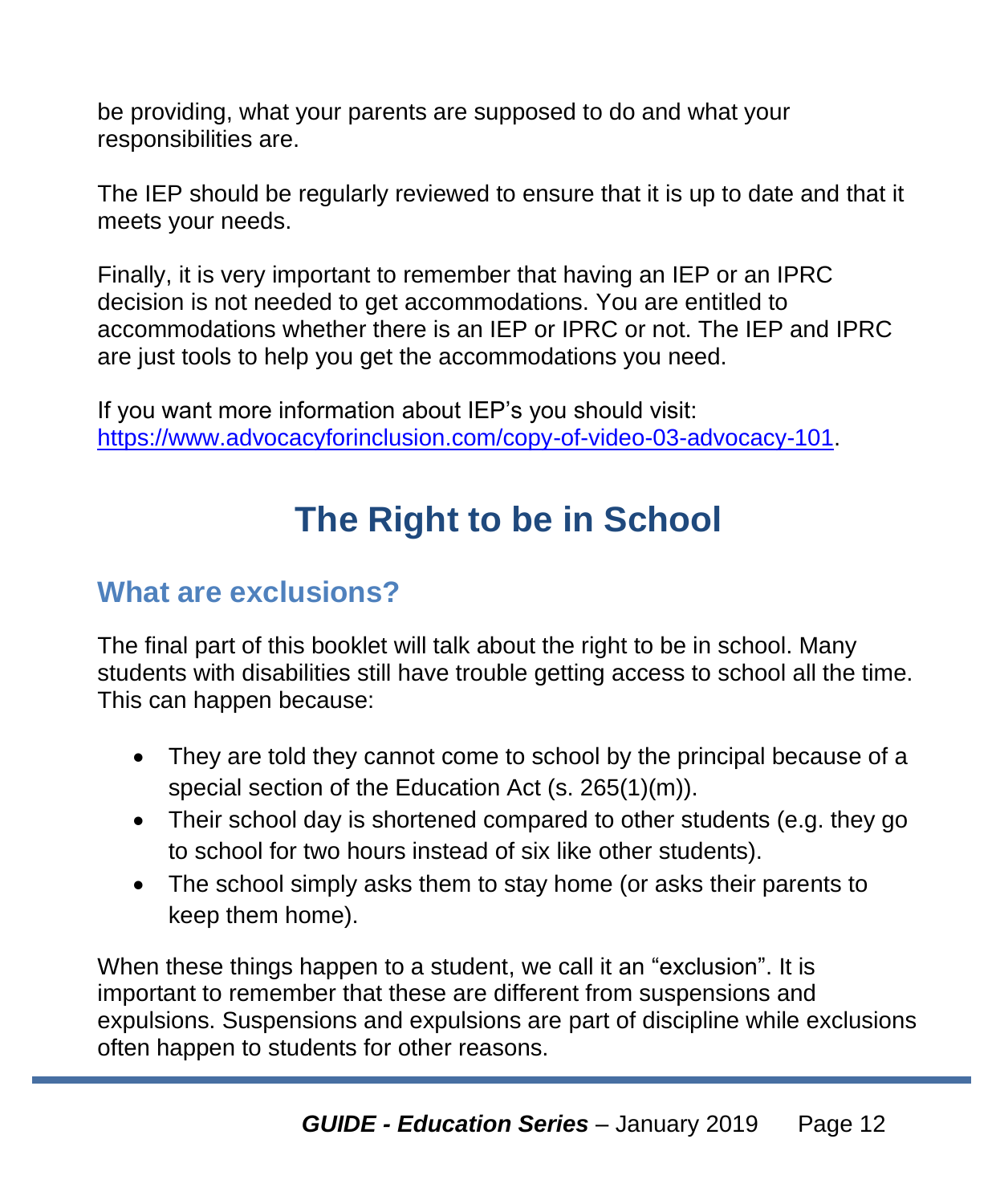be providing, what your parents are supposed to do and what your responsibilities are.

The IEP should be regularly reviewed to ensure that it is up to date and that it meets your needs.

Finally, it is very important to remember that having an IEP or an IPRC decision is not needed to get accommodations. You are entitled to accommodations whether there is an IEP or IPRC or not. The IEP and IPRC are just tools to help you get the accommodations you need.

If you want more information about IEP's you should visit: [https://www.advocacyforinclusion.com/copy-of-video-03-advocacy-101](https://www.advocacyforinclusion.com/copy-of-video-03-advocacy-101).

# The Right to be in School

## What are exclusions?

The final part of this booklet will talk about the right to be in school. Many students with disabilities still have trouble getting access to school all the time. This can happen because:

- They are told they cannot come to school by the principal because of a special section of the Education Act (s. 265(1)(m)).
- Their school day is shortened compared to other students (e.g. they go to school for two hours instead of six like other students).
- The school simply asks them to stay home (or asks their parents to keep them home).

When these things happen to a student, we call it an "exclusion". It is important to remember that these are different from suspensions and expulsions. Suspensions and expulsions are part of discipline while exclusions often happen to students for other reasons.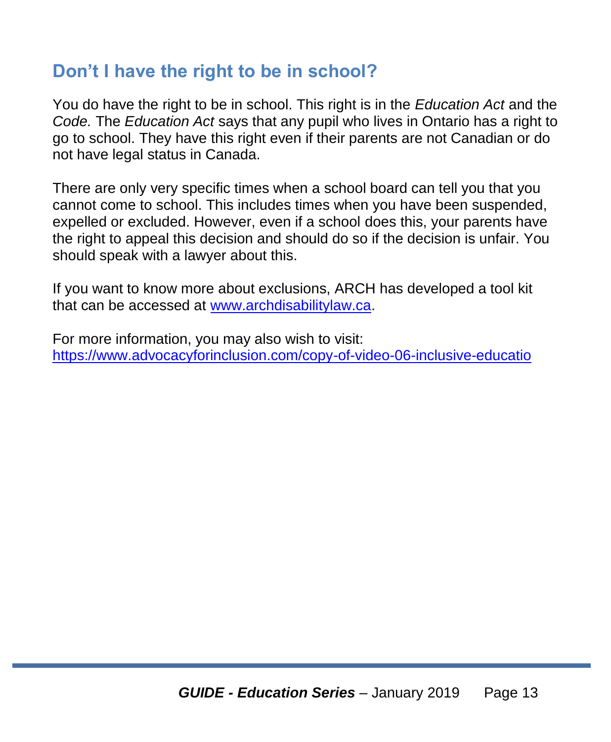## Don't I have the right to be in school?

You do have the right to be in school. This right is in the *Education Act* and the *Code.* The *Education Act* says that any pupil who lives in Ontario has a right to go to school. They have this right even if their parents are not Canadian or do not have legal status in Canada.

There are only very specific times when a school board can tell you that you cannot come to school. This includes times when you have been suspended, expelled or excluded. However, even if a school does this, your parents have the right to appeal this decision and should do so if the decision is unfair. You should speak with a lawyer about this.

If you want to know more about exclusions, ARCH has developed a tool kit that can be accessed at [www.archdisabilitylaw.ca](www.archdisabilitylaw.ca).

For more information, you may also wish to visit:
[https://www.advocacyforinclusion.com/copy-of-video-06-inclusive-educatio](https://www.advocacyforinclusion.com/copy-of-video-06-inclusive-educatio)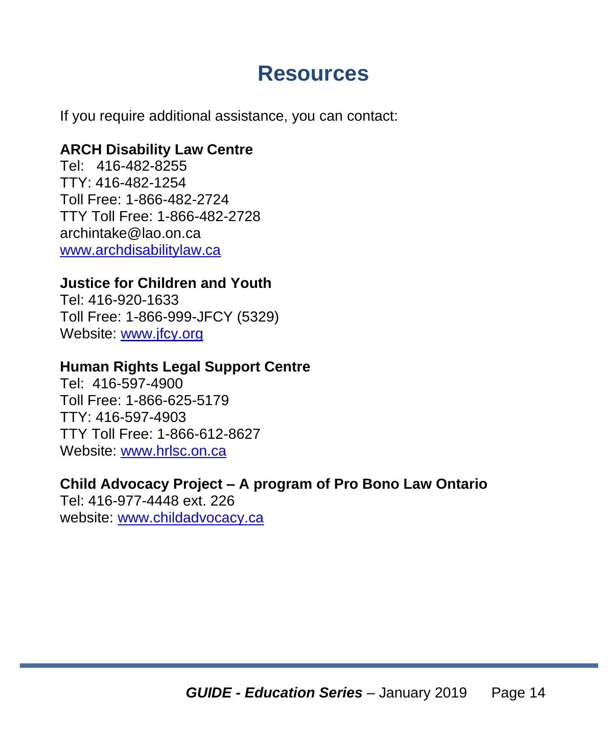# Resources

If you require additional assistance, you can contact:

**ARCH Disability Law Centre**
Tel: 416-482-8255
TTY: 416-482-1254
Toll Free: 1-866-482-2724
TTY Toll Free: 1-866-482-2728
archintake@lao.on.ca
www.archdisabilitylaw.ca

**Justice for Children and Youth**
Tel: 416-920-1633
Toll Free: 1-866-999-JFCY (5329)
Website: www.jfcy.org

**Human Rights Legal Support Centre**
Tel: 416-597-4900
Toll Free: 1-866-625-5179
TTY: 416-597-4903
TTY Toll Free: 1-866-612-8627
Website: www.hrlsc.on.ca

**Child Advocacy Project – A program of Pro Bono Law Ontario**
Tel: 416-977-4448 ext. 226
website: www.childadvocacy.ca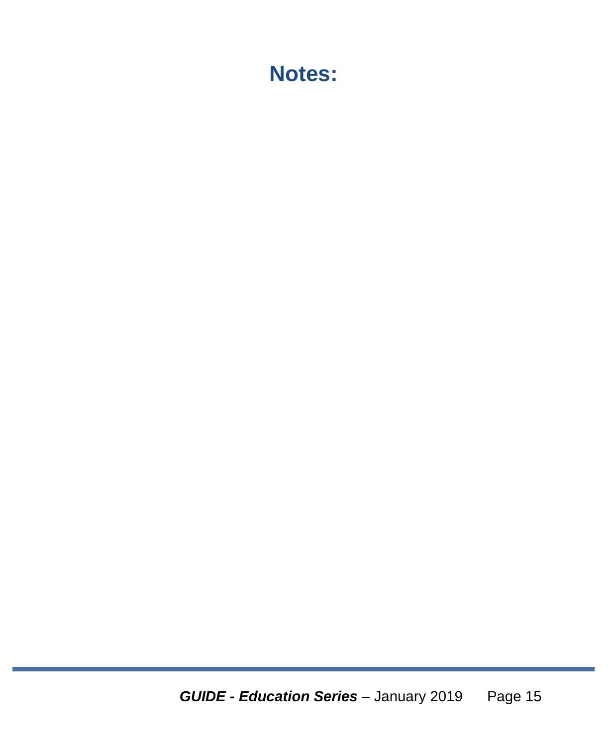## Notes: